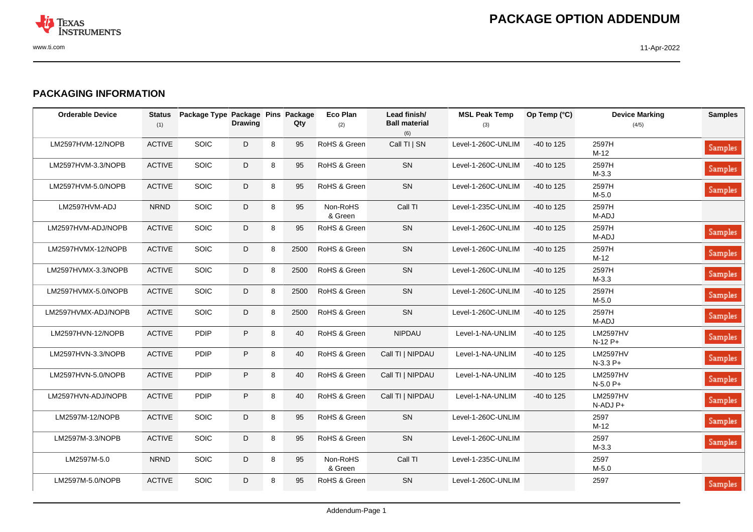# PACKAGE OPTION ADDENDUM

## PACKAGING INFORMATION

| Orderable Device | Status (1) | Package Type | Package Drawing | Pins | Package Qty | Eco Plan (2) | Lead finish/ Ball material (6) | MSL Peak Temp (3) | Op Temp (°C) | Device Marking (4/5) | Samples |
|---|---|---|---|---|---|---|---|---|---|---|---|
| LM2597HVM-12/NOPB | ACTIVE | SOIC | D | 8 | 95 | RoHS & Green | Call TI \| SN | Level-1-260C-UNLIM | -40 to 125 | 2597H M-12 | Samples |
| LM2597HVM-3.3/NOPB | ACTIVE | SOIC | D | 8 | 95 | RoHS & Green | SN | Level-1-260C-UNLIM | -40 to 125 | 2597H M-3.3 | Samples |
| LM2597HVM-5.0/NOPB | ACTIVE | SOIC | D | 8 | 95 | RoHS & Green | SN | Level-1-260C-UNLIM | -40 to 125 | 2597H M-5.0 | Samples |
| LM2597HVM-ADJ | NRND | SOIC | D | 8 | 95 | Non-RoHS & Green | Call TI | Level-1-235C-UNLIM | -40 to 125 | 2597H M-ADJ | |
| LM2597HVM-ADJ/NOPB | ACTIVE | SOIC | D | 8 | 95 | RoHS & Green | SN | Level-1-260C-UNLIM | -40 to 125 | 2597H M-ADJ | Samples |
| LM2597HVMX-12/NOPB | ACTIVE | SOIC | D | 8 | 2500 | RoHS & Green | SN | Level-1-260C-UNLIM | -40 to 125 | 2597H M-12 | Samples |
| LM2597HVMX-3.3/NOPB | ACTIVE | SOIC | D | 8 | 2500 | RoHS & Green | SN | Level-1-260C-UNLIM | -40 to 125 | 2597H M-3.3 | Samples |
| LM2597HVMX-5.0/NOPB | ACTIVE | SOIC | D | 8 | 2500 | RoHS & Green | SN | Level-1-260C-UNLIM | -40 to 125 | 2597H M-5.0 | Samples |
| LM2597HVMX-ADJ/NOPB | ACTIVE | SOIC | D | 8 | 2500 | RoHS & Green | SN | Level-1-260C-UNLIM | -40 to 125 | 2597H M-ADJ | Samples |
| LM2597HVN-12/NOPB | ACTIVE | PDIP | P | 8 | 40 | RoHS & Green | NIPDAU | Level-1-NA-UNLIM | -40 to 125 | LM2597HV N-12 P+ | Samples |
| LM2597HVN-3.3/NOPB | ACTIVE | PDIP | P | 8 | 40 | RoHS & Green | Call TI \| NIPDAU | Level-1-NA-UNLIM | -40 to 125 | LM2597HV N-3.3 P+ | Samples |
| LM2597HVN-5.0/NOPB | ACTIVE | PDIP | P | 8 | 40 | RoHS & Green | Call TI \| NIPDAU | Level-1-NA-UNLIM | -40 to 125 | LM2597HV N-5.0 P+ | Samples |
| LM2597HVN-ADJ/NOPB | ACTIVE | PDIP | P | 8 | 40 | RoHS & Green | Call TI \| NIPDAU | Level-1-NA-UNLIM | -40 to 125 | LM2597HV N-ADJ P+ | Samples |
| LM2597M-12/NOPB | ACTIVE | SOIC | D | 8 | 95 | RoHS & Green | SN | Level-1-260C-UNLIM | | 2597 M-12 | Samples |
| LM2597M-3.3/NOPB | ACTIVE | SOIC | D | 8 | 95 | RoHS & Green | SN | Level-1-260C-UNLIM | | 2597 M-3.3 | Samples |
| LM2597M-5.0 | NRND | SOIC | D | 8 | 95 | Non-RoHS & Green | Call TI | Level-1-235C-UNLIM | | 2597 M-5.0 | |
| LM2597M-5.0/NOPB | ACTIVE | SOIC | D | 8 | 95 | RoHS & Green | SN | Level-1-260C-UNLIM | | 2597 | Samples |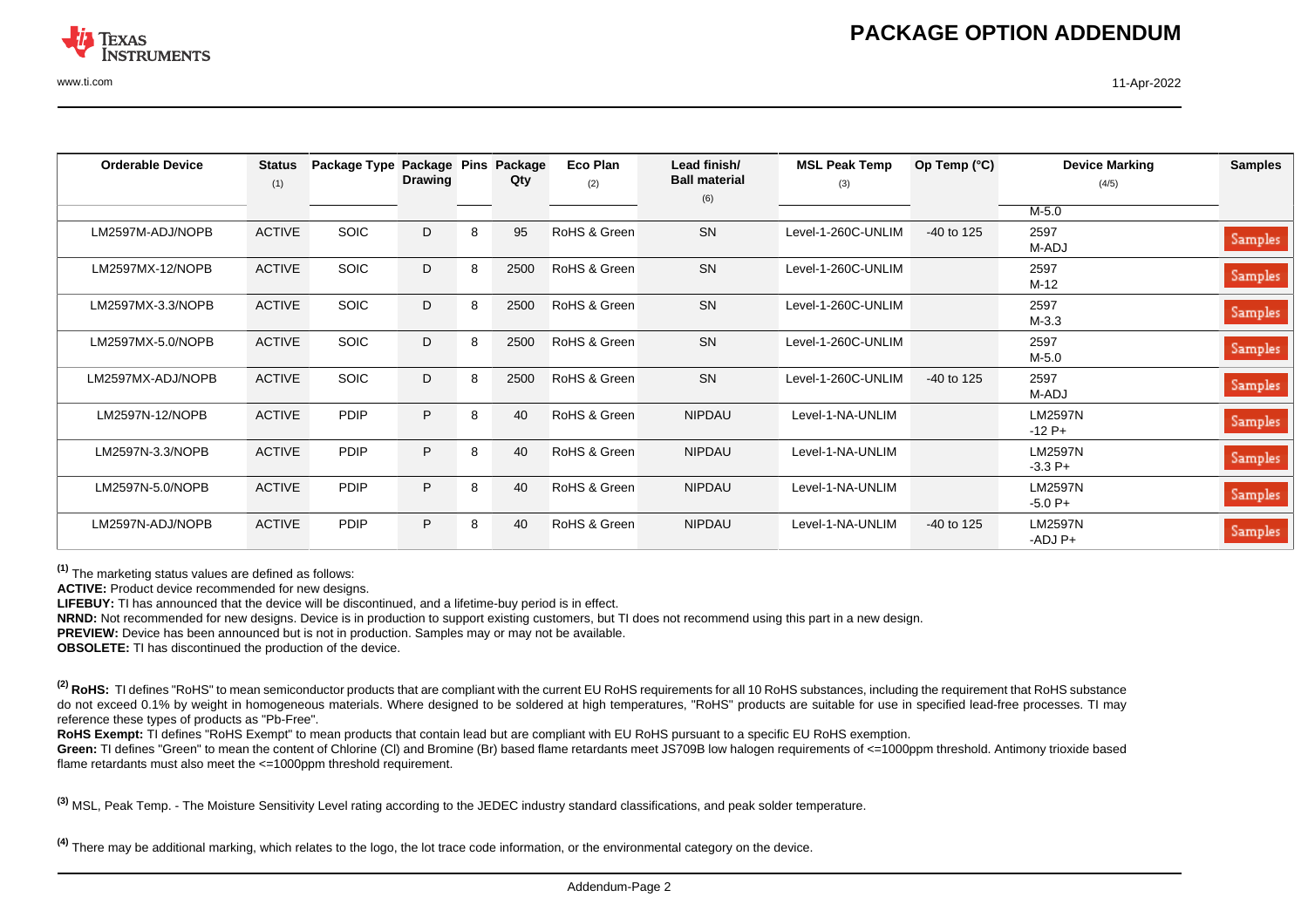| Orderable Device | Status (1) | Package Type | Package Drawing | Pins | Package Qty | Eco Plan (2) | Lead finish/ Ball material (6) | MSL Peak Temp (3) | Op Temp (°C) | Device Marking (4/5) | Samples |
|---|---|---|---|---|---|---|---|---|---|---|---|
| | | | | | | | | | | M-5.0 | |
| LM2597M-ADJ/NOPB | ACTIVE | SOIC | D | 8 | 95 | RoHS & Green | SN | Level-1-260C-UNLIM | -40 to 125 | 2597 M-ADJ | Samples |
| LM2597MX-12/NOPB | ACTIVE | SOIC | D | 8 | 2500 | RoHS & Green | SN | Level-1-260C-UNLIM | | 2597 M-12 | Samples |
| LM2597MX-3.3/NOPB | ACTIVE | SOIC | D | 8 | 2500 | RoHS & Green | SN | Level-1-260C-UNLIM | | 2597 M-3.3 | Samples |
| LM2597MX-5.0/NOPB | ACTIVE | SOIC | D | 8 | 2500 | RoHS & Green | SN | Level-1-260C-UNLIM | | 2597 M-5.0 | Samples |
| LM2597MX-ADJ/NOPB | ACTIVE | SOIC | D | 8 | 2500 | RoHS & Green | SN | Level-1-260C-UNLIM | -40 to 125 | 2597 M-ADJ | Samples |
| LM2597N-12/NOPB | ACTIVE | PDIP | P | 8 | 40 | RoHS & Green | NIPDAU | Level-1-NA-UNLIM | | LM2597N -12 P+ | Samples |
| LM2597N-3.3/NOPB | ACTIVE | PDIP | P | 8 | 40 | RoHS & Green | NIPDAU | Level-1-NA-UNLIM | | LM2597N -3.3 P+ | Samples |
| LM2597N-5.0/NOPB | ACTIVE | PDIP | P | 8 | 40 | RoHS & Green | NIPDAU | Level-1-NA-UNLIM | | LM2597N -5.0 P+ | Samples |
| LM2597N-ADJ/NOPB | ACTIVE | PDIP | P | 8 | 40 | RoHS & Green | NIPDAU | Level-1-NA-UNLIM | -40 to 125 | LM2597N -ADJ P+ | Samples |

[1] The marketing status values are defined as follows:
**ACTIVE:** Product device recommended for new designs.
**LIFEBUY:** TI has announced that the device will be discontinued, and a lifetime-buy period is in effect.
**NRND:** Not recommended for new designs. Device is in production to support existing customers, but TI does not recommend using this part in a new design.
**PREVIEW:** Device has been announced but is not in production. Samples may or may not be available.
**OBSOLETE:** TI has discontinued the production of the device.

[2] **RoHS:** TI defines "RoHS" to mean semiconductor products that are compliant with the current EU RoHS requirements for all 10 RoHS substances, including the requirement that RoHS substance do not exceed 0.1% by weight in homogeneous materials. Where designed to be soldered at high temperatures, "RoHS" products are suitable for use in specified lead-free processes. TI may reference these types of products as "Pb-Free".
**RoHS Exempt:** TI defines "RoHS Exempt" to mean products that contain lead but are compliant with EU RoHS pursuant to a specific EU RoHS exemption.
**Green:** TI defines "Green" to mean the content of Chlorine (Cl) and Bromine (Br) based flame retardants meet JS709B low halogen requirements of <=1000ppm threshold. Antimony trioxide based flame retardants must also meet the <=1000ppm threshold requirement.

[3] MSL, Peak Temp. - The Moisture Sensitivity Level rating according to the JEDEC industry standard classifications, and peak solder temperature.

[4] There may be additional marking, which relates to the logo, the lot trace code information, or the environmental category on the device.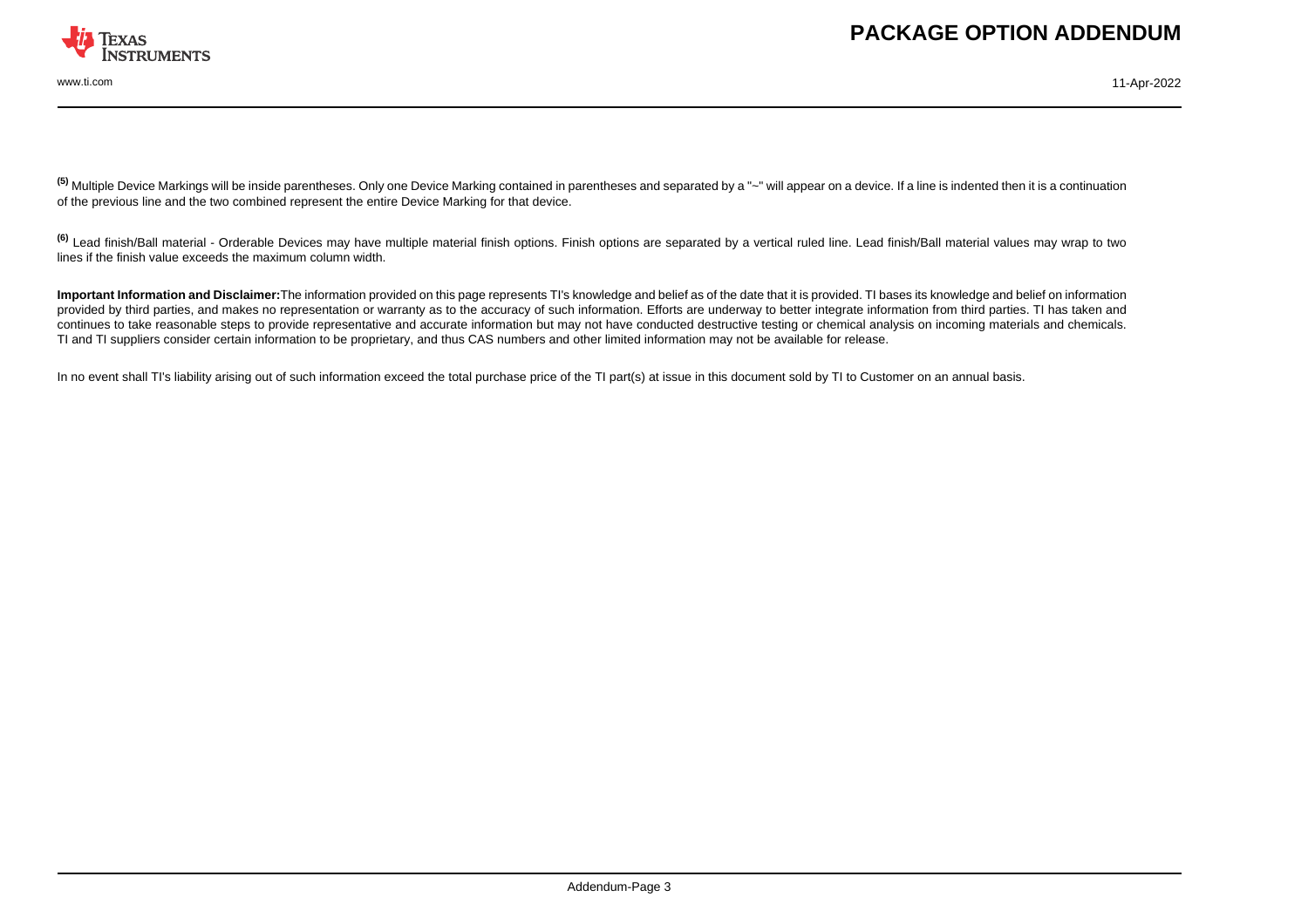[5] Multiple Device Markings will be inside parentheses. Only one Device Marking contained in parentheses and separated by a "~" will appear on a device. If a line is indented then it is a continuation of the previous line and the two combined represent the entire Device Marking for that device.

[6] Lead finish/Ball material - Orderable Devices may have multiple material finish options. Finish options are separated by a vertical ruled line. Lead finish/Ball material values may wrap to two lines if the finish value exceeds the maximum column width.

**Important Information and Disclaimer:**The information provided on this page represents TI's knowledge and belief as of the date that it is provided. TI bases its knowledge and belief on information provided by third parties, and makes no representation or warranty as to the accuracy of such information. Efforts are underway to better integrate information from third parties. TI has taken and continues to take reasonable steps to provide representative and accurate information but may not have conducted destructive testing or chemical analysis on incoming materials and chemicals. TI and TI suppliers consider certain information to be proprietary, and thus CAS numbers and other limited information may not be available for release.

In no event shall TI's liability arising out of such information exceed the total purchase price of the TI part(s) at issue in this document sold by TI to Customer on an annual basis.